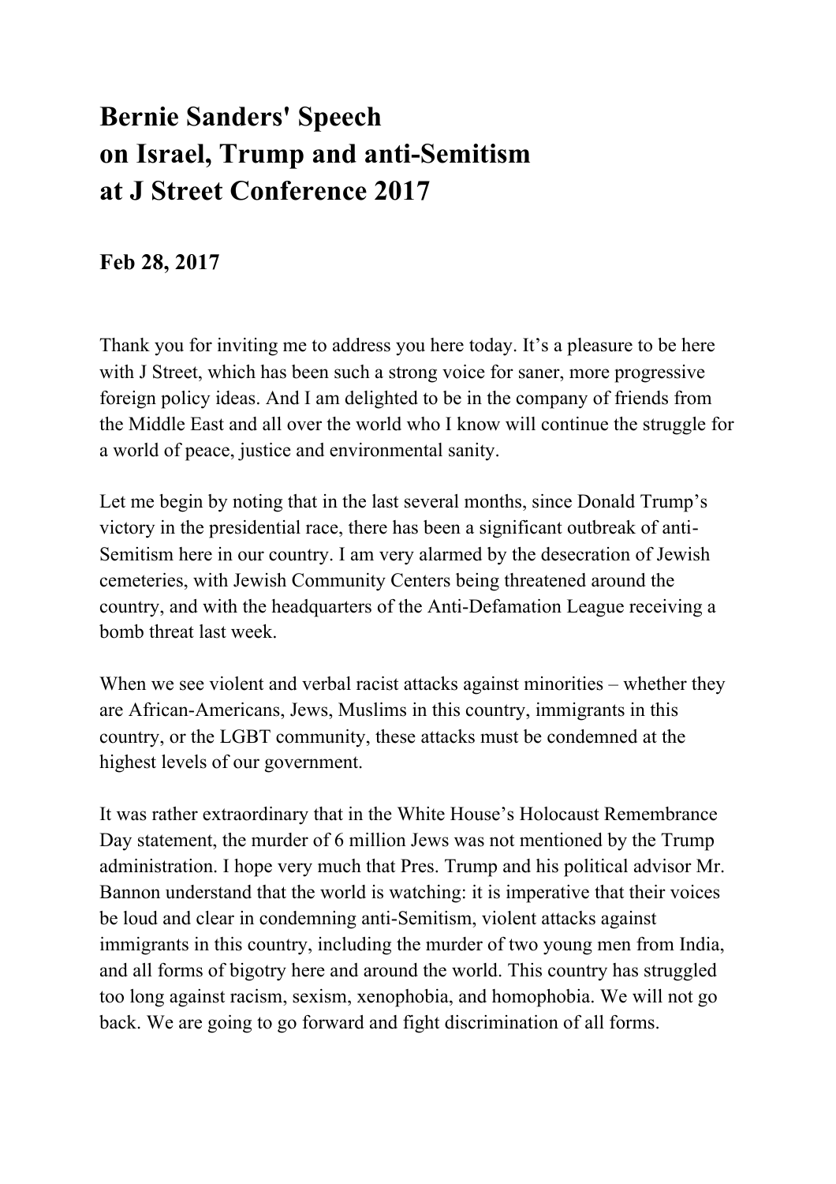# Bernie Sanders' Speech on Israel, Trump and anti-Semitism at J Street Conference 2017

**Feb 28, 2017**

Thank you for inviting me to address you here today. It's a pleasure to be here with J Street, which has been such a strong voice for saner, more progressive foreign policy ideas. And I am delighted to be in the company of friends from the Middle East and all over the world who I know will continue the struggle for a world of peace, justice and environmental sanity.

Let me begin by noting that in the last several months, since Donald Trump's victory in the presidential race, there has been a significant outbreak of anti-Semitism here in our country. I am very alarmed by the desecration of Jewish cemeteries, with Jewish Community Centers being threatened around the country, and with the headquarters of the Anti-Defamation League receiving a bomb threat last week.

When we see violent and verbal racist attacks against minorities – whether they are African-Americans, Jews, Muslims in this country, immigrants in this country, or the LGBT community, these attacks must be condemned at the highest levels of our government.

It was rather extraordinary that in the White House's Holocaust Remembrance Day statement, the murder of 6 million Jews was not mentioned by the Trump administration. I hope very much that Pres. Trump and his political advisor Mr. Bannon understand that the world is watching: it is imperative that their voices be loud and clear in condemning anti-Semitism, violent attacks against immigrants in this country, including the murder of two young men from India, and all forms of bigotry here and around the world. This country has struggled too long against racism, sexism, xenophobia, and homophobia. We will not go back. We are going to go forward and fight discrimination of all forms.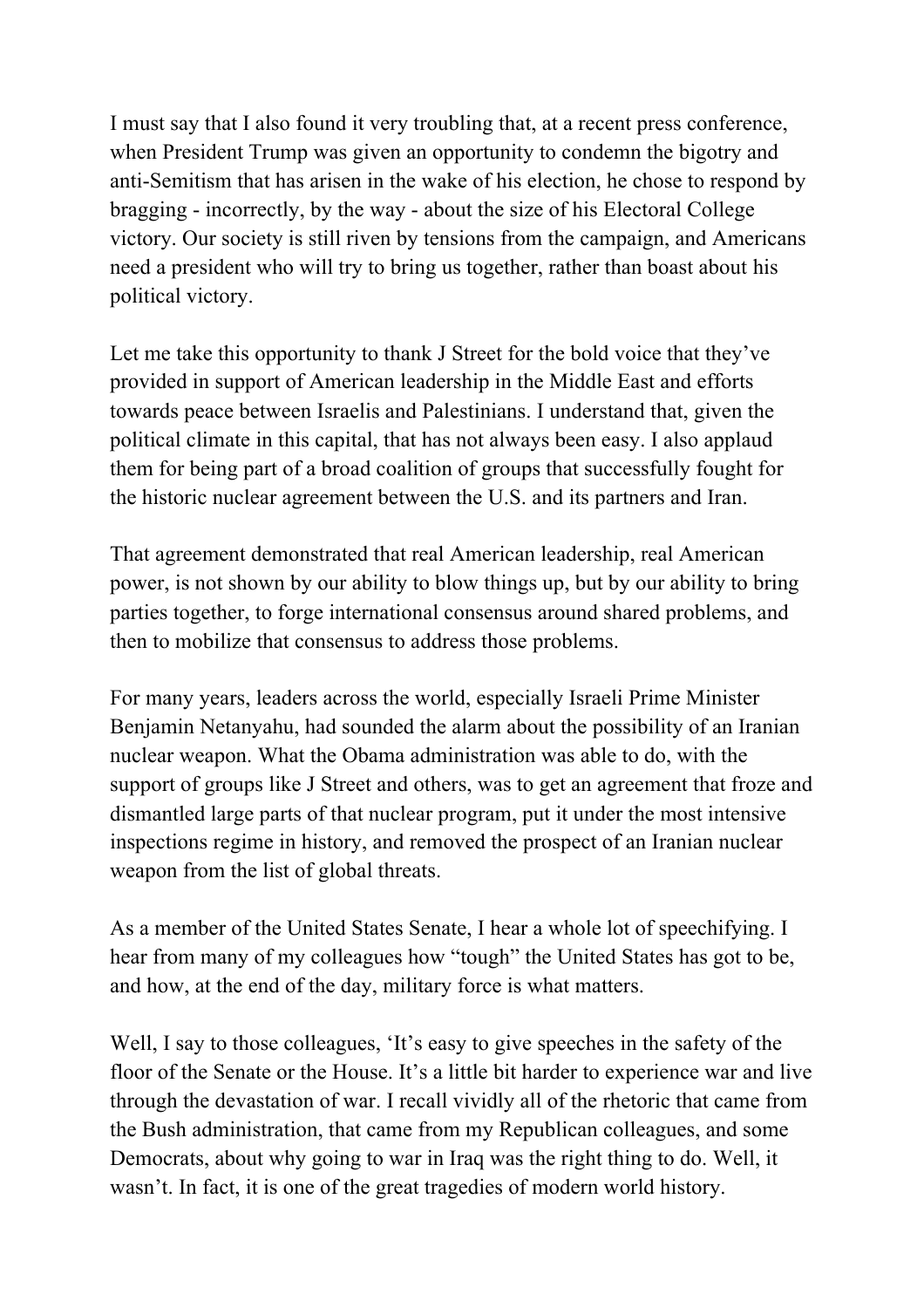I must say that I also found it very troubling that, at a recent press conference, when President Trump was given an opportunity to condemn the bigotry and anti-Semitism that has arisen in the wake of his election, he chose to respond by bragging - incorrectly, by the way - about the size of his Electoral College victory. Our society is still riven by tensions from the campaign, and Americans need a president who will try to bring us together, rather than boast about his political victory.

Let me take this opportunity to thank J Street for the bold voice that they've provided in support of American leadership in the Middle East and efforts towards peace between Israelis and Palestinians. I understand that, given the political climate in this capital, that has not always been easy. I also applaud them for being part of a broad coalition of groups that successfully fought for the historic nuclear agreement between the U.S. and its partners and Iran.

That agreement demonstrated that real American leadership, real American power, is not shown by our ability to blow things up, but by our ability to bring parties together, to forge international consensus around shared problems, and then to mobilize that consensus to address those problems.

For many years, leaders across the world, especially Israeli Prime Minister Benjamin Netanyahu, had sounded the alarm about the possibility of an Iranian nuclear weapon. What the Obama administration was able to do, with the support of groups like J Street and others, was to get an agreement that froze and dismantled large parts of that nuclear program, put it under the most intensive inspections regime in history, and removed the prospect of an Iranian nuclear weapon from the list of global threats.

As a member of the United States Senate, I hear a whole lot of speechifying. I hear from many of my colleagues how "tough" the United States has got to be, and how, at the end of the day, military force is what matters.

Well, I say to those colleagues, 'It's easy to give speeches in the safety of the floor of the Senate or the House. It's a little bit harder to experience war and live through the devastation of war. I recall vividly all of the rhetoric that came from the Bush administration, that came from my Republican colleagues, and some Democrats, about why going to war in Iraq was the right thing to do. Well, it wasn't. In fact, it is one of the great tragedies of modern world history.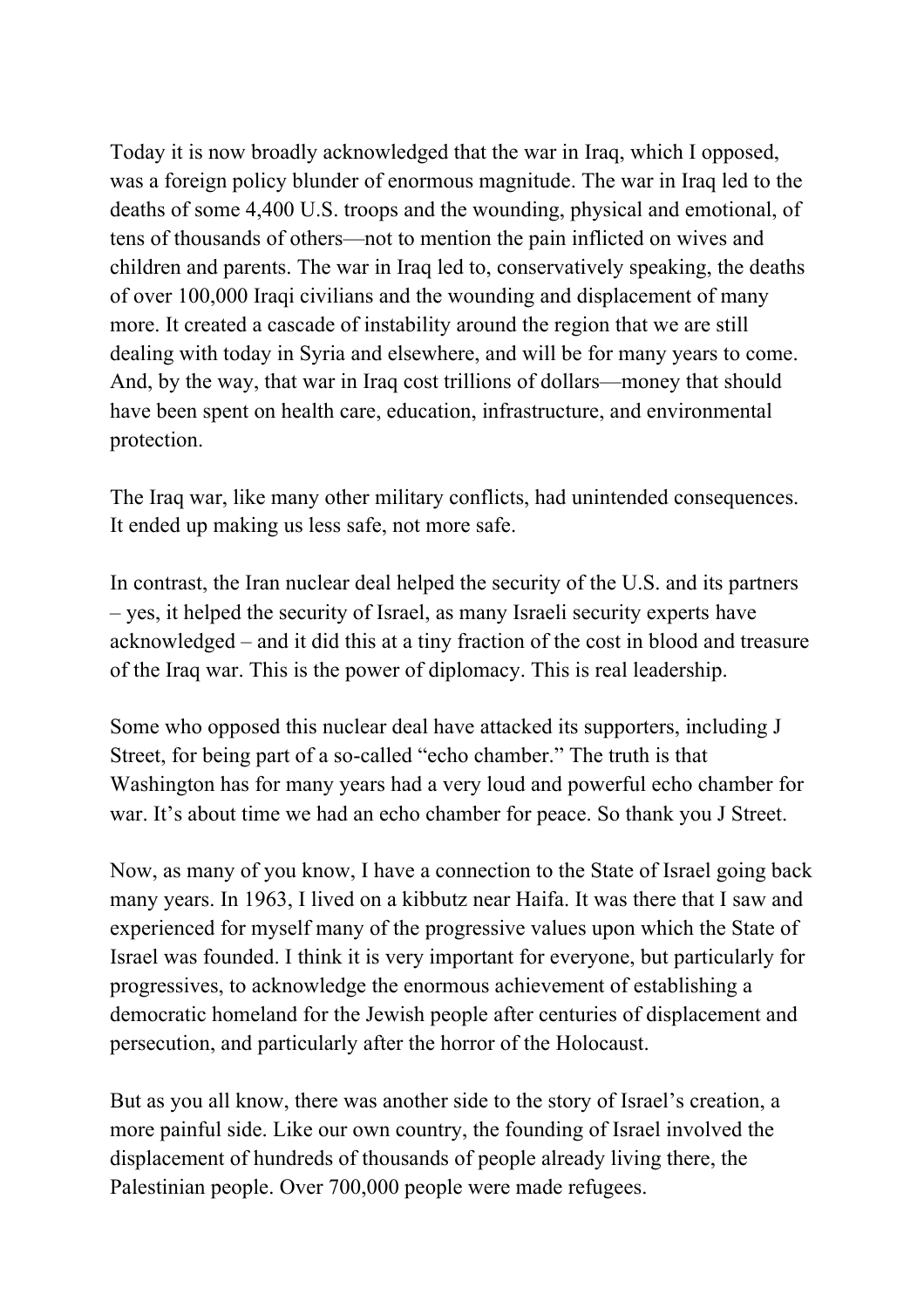Today it is now broadly acknowledged that the war in Iraq, which I opposed, was a foreign policy blunder of enormous magnitude. The war in Iraq led to the deaths of some 4,400 U.S. troops and the wounding, physical and emotional, of tens of thousands of others—not to mention the pain inflicted on wives and children and parents. The war in Iraq led to, conservatively speaking, the deaths of over 100,000 Iraqi civilians and the wounding and displacement of many more. It created a cascade of instability around the region that we are still dealing with today in Syria and elsewhere, and will be for many years to come. And, by the way, that war in Iraq cost trillions of dollars—money that should have been spent on health care, education, infrastructure, and environmental protection.

The Iraq war, like many other military conflicts, had unintended consequences. It ended up making us less safe, not more safe.

In contrast, the Iran nuclear deal helped the security of the U.S. and its partners – yes, it helped the security of Israel, as many Israeli security experts have acknowledged – and it did this at a tiny fraction of the cost in blood and treasure of the Iraq war. This is the power of diplomacy. This is real leadership.

Some who opposed this nuclear deal have attacked its supporters, including J Street, for being part of a so-called "echo chamber." The truth is that Washington has for many years had a very loud and powerful echo chamber for war. It's about time we had an echo chamber for peace. So thank you J Street.

Now, as many of you know, I have a connection to the State of Israel going back many years. In 1963, I lived on a kibbutz near Haifa. It was there that I saw and experienced for myself many of the progressive values upon which the State of Israel was founded. I think it is very important for everyone, but particularly for progressives, to acknowledge the enormous achievement of establishing a democratic homeland for the Jewish people after centuries of displacement and persecution, and particularly after the horror of the Holocaust.

But as you all know, there was another side to the story of Israel's creation, a more painful side. Like our own country, the founding of Israel involved the displacement of hundreds of thousands of people already living there, the Palestinian people. Over 700,000 people were made refugees.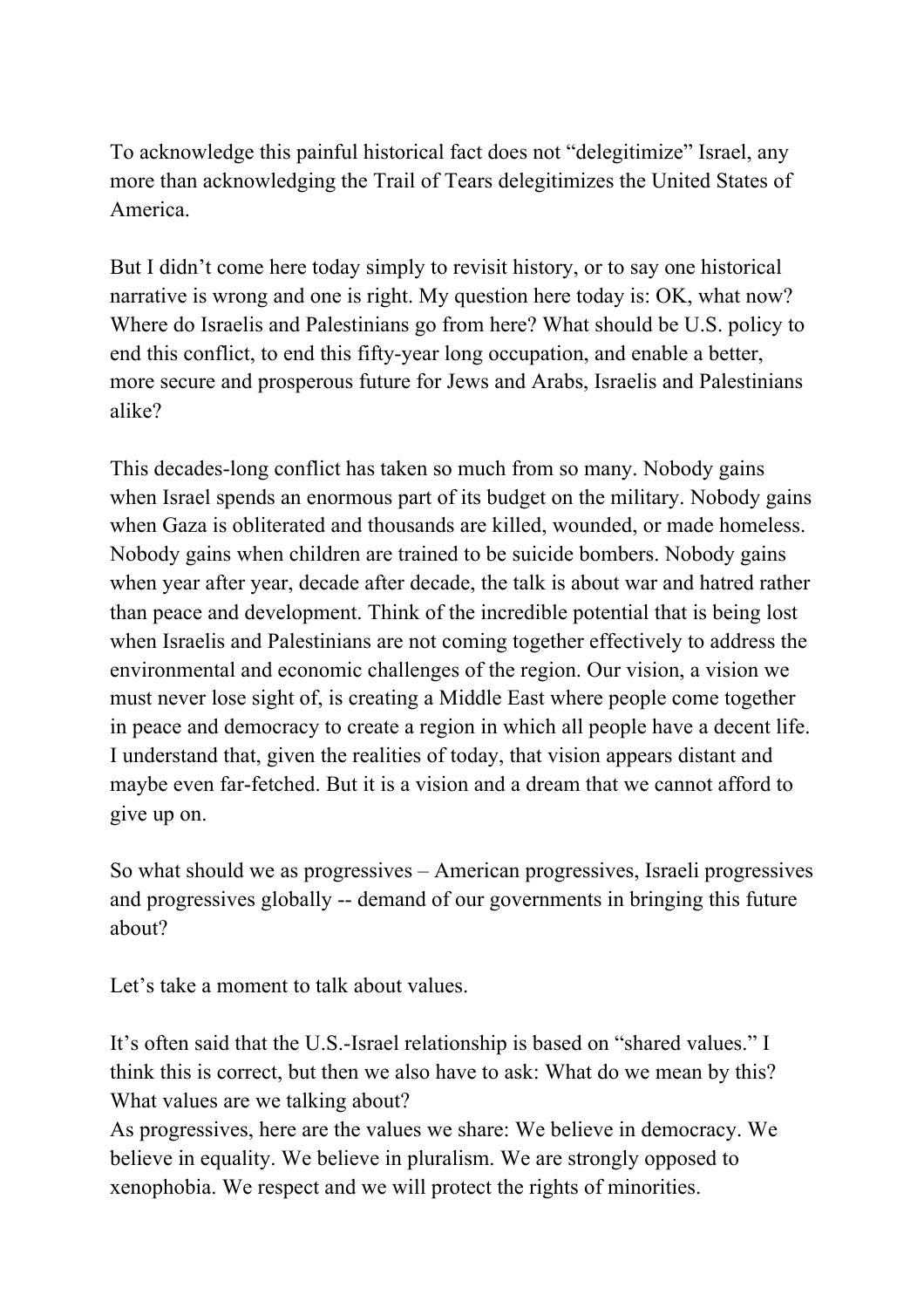To acknowledge this painful historical fact does not “delegitimize” Israel, any more than acknowledging the Trail of Tears delegitimizes the United States of America.

But I didn’t come here today simply to revisit history, or to say one historical narrative is wrong and one is right. My question here today is: OK, what now? Where do Israelis and Palestinians go from here? What should be U.S. policy to end this conflict, to end this fifty-year long occupation, and enable a better, more secure and prosperous future for Jews and Arabs, Israelis and Palestinians alike?

This decades-long conflict has taken so much from so many. Nobody gains when Israel spends an enormous part of its budget on the military. Nobody gains when Gaza is obliterated and thousands are killed, wounded, or made homeless. Nobody gains when children are trained to be suicide bombers. Nobody gains when year after year, decade after decade, the talk is about war and hatred rather than peace and development. Think of the incredible potential that is being lost when Israelis and Palestinians are not coming together effectively to address the environmental and economic challenges of the region. Our vision, a vision we must never lose sight of, is creating a Middle East where people come together in peace and democracy to create a region in which all people have a decent life. I understand that, given the realities of today, that vision appears distant and maybe even far-fetched. But it is a vision and a dream that we cannot afford to give up on.

So what should we as progressives – American progressives, Israeli progressives and progressives globally -- demand of our governments in bringing this future about?

Let’s take a moment to talk about values.

It’s often said that the U.S.-Israel relationship is based on “shared values.” I think this is correct, but then we also have to ask: What do we mean by this? What values are we talking about?
As progressives, here are the values we share: We believe in democracy. We believe in equality. We believe in pluralism. We are strongly opposed to xenophobia. We respect and we will protect the rights of minorities.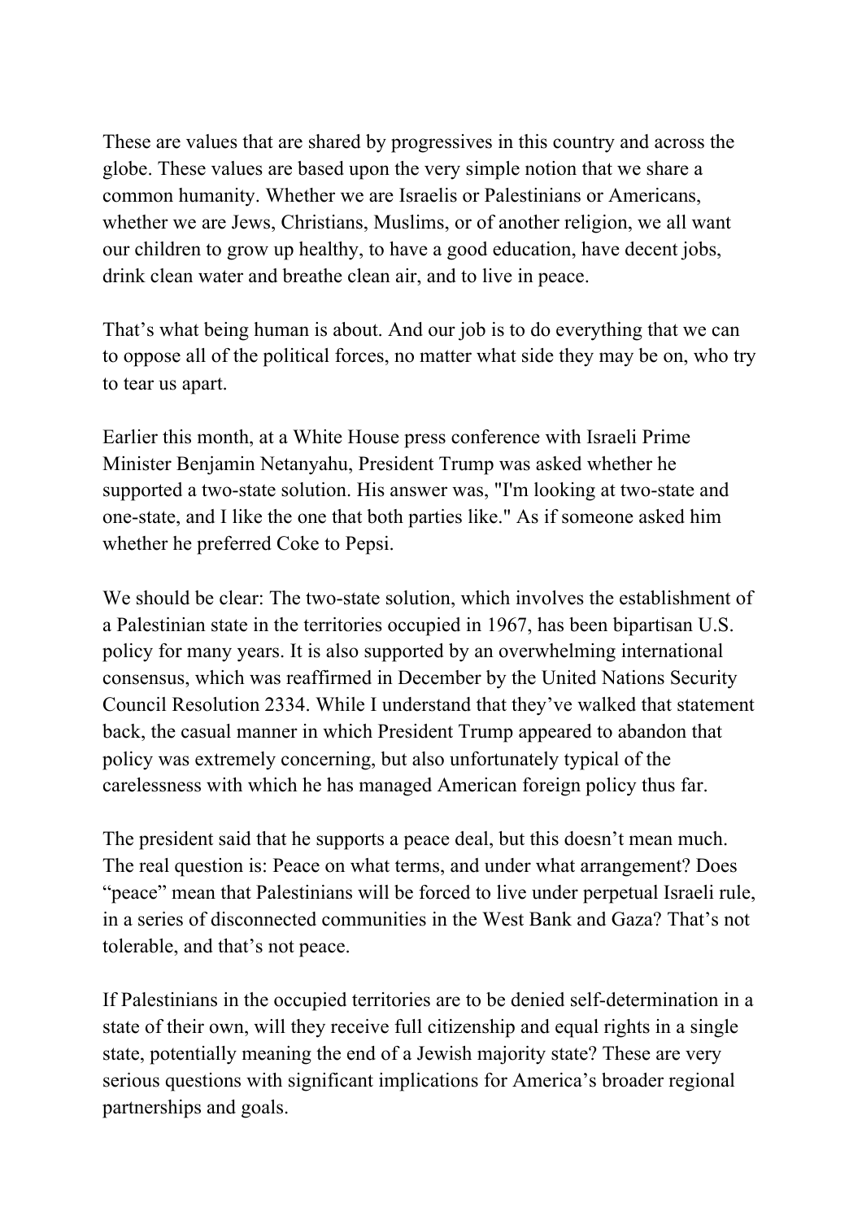These are values that are shared by progressives in this country and across the globe. These values are based upon the very simple notion that we share a common humanity. Whether we are Israelis or Palestinians or Americans, whether we are Jews, Christians, Muslims, or of another religion, we all want our children to grow up healthy, to have a good education, have decent jobs, drink clean water and breathe clean air, and to live in peace.

That's what being human is about. And our job is to do everything that we can to oppose all of the political forces, no matter what side they may be on, who try to tear us apart.

Earlier this month, at a White House press conference with Israeli Prime Minister Benjamin Netanyahu, President Trump was asked whether he supported a two-state solution. His answer was, "I'm looking at two-state and one-state, and I like the one that both parties like." As if someone asked him whether he preferred Coke to Pepsi.

We should be clear: The two-state solution, which involves the establishment of a Palestinian state in the territories occupied in 1967, has been bipartisan U.S. policy for many years. It is also supported by an overwhelming international consensus, which was reaffirmed in December by the United Nations Security Council Resolution 2334. While I understand that they've walked that statement back, the casual manner in which President Trump appeared to abandon that policy was extremely concerning, but also unfortunately typical of the carelessness with which he has managed American foreign policy thus far.

The president said that he supports a peace deal, but this doesn't mean much. The real question is: Peace on what terms, and under what arrangement? Does "peace" mean that Palestinians will be forced to live under perpetual Israeli rule, in a series of disconnected communities in the West Bank and Gaza? That's not tolerable, and that's not peace.

If Palestinians in the occupied territories are to be denied self-determination in a state of their own, will they receive full citizenship and equal rights in a single state, potentially meaning the end of a Jewish majority state? These are very serious questions with significant implications for America's broader regional partnerships and goals.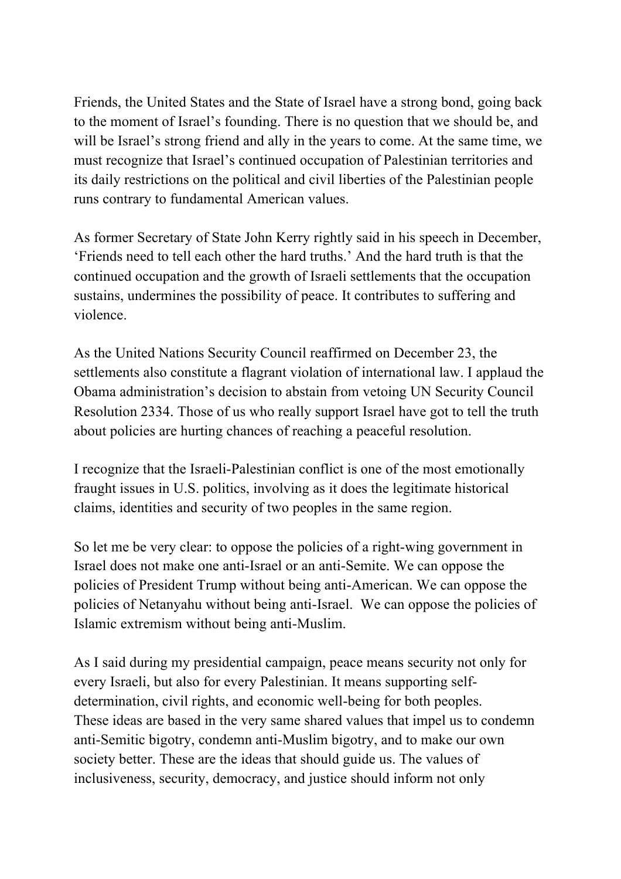Friends, the United States and the State of Israel have a strong bond, going back to the moment of Israel's founding. There is no question that we should be, and will be Israel's strong friend and ally in the years to come. At the same time, we must recognize that Israel's continued occupation of Palestinian territories and its daily restrictions on the political and civil liberties of the Palestinian people runs contrary to fundamental American values.

As former Secretary of State John Kerry rightly said in his speech in December, 'Friends need to tell each other the hard truths.' And the hard truth is that the continued occupation and the growth of Israeli settlements that the occupation sustains, undermines the possibility of peace. It contributes to suffering and violence.

As the United Nations Security Council reaffirmed on December 23, the settlements also constitute a flagrant violation of international law. I applaud the Obama administration's decision to abstain from vetoing UN Security Council Resolution 2334. Those of us who really support Israel have got to tell the truth about policies are hurting chances of reaching a peaceful resolution.

I recognize that the Israeli-Palestinian conflict is one of the most emotionally fraught issues in U.S. politics, involving as it does the legitimate historical claims, identities and security of two peoples in the same region.

So let me be very clear: to oppose the policies of a right-wing government in Israel does not make one anti-Israel or an anti-Semite. We can oppose the policies of President Trump without being anti-American. We can oppose the policies of Netanyahu without being anti-Israel. We can oppose the policies of Islamic extremism without being anti-Muslim.

As I said during my presidential campaign, peace means security not only for every Israeli, but also for every Palestinian. It means supporting self-determination, civil rights, and economic well-being for both peoples.
These ideas are based in the very same shared values that impel us to condemn anti-Semitic bigotry, condemn anti-Muslim bigotry, and to make our own society better. These are the ideas that should guide us. The values of inclusiveness, security, democracy, and justice should inform not only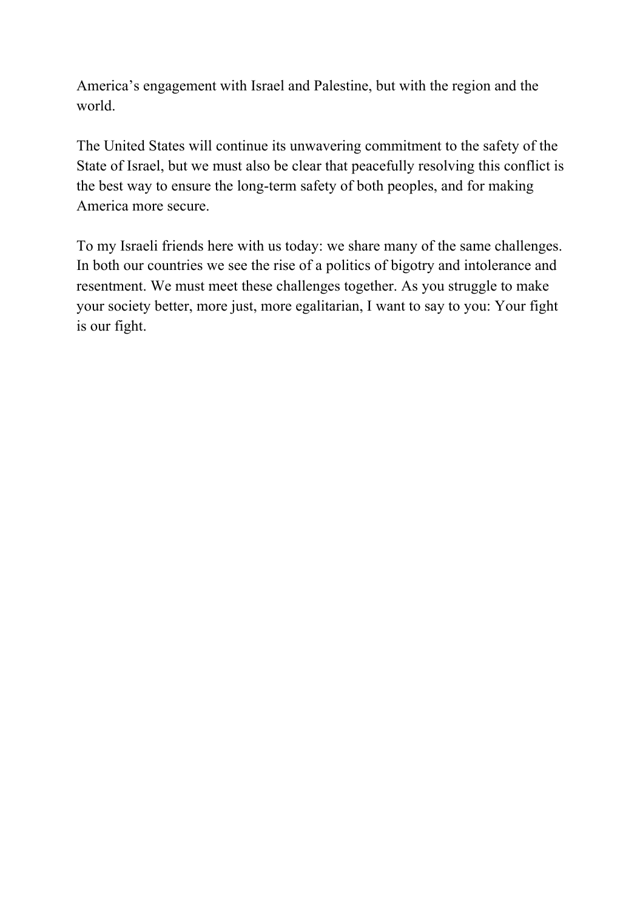America's engagement with Israel and Palestine, but with the region and the world.

The United States will continue its unwavering commitment to the safety of the State of Israel, but we must also be clear that peacefully resolving this conflict is the best way to ensure the long-term safety of both peoples, and for making America more secure.

To my Israeli friends here with us today: we share many of the same challenges. In both our countries we see the rise of a politics of bigotry and intolerance and resentment. We must meet these challenges together. As you struggle to make your society better, more just, more egalitarian, I want to say to you: Your fight is our fight.